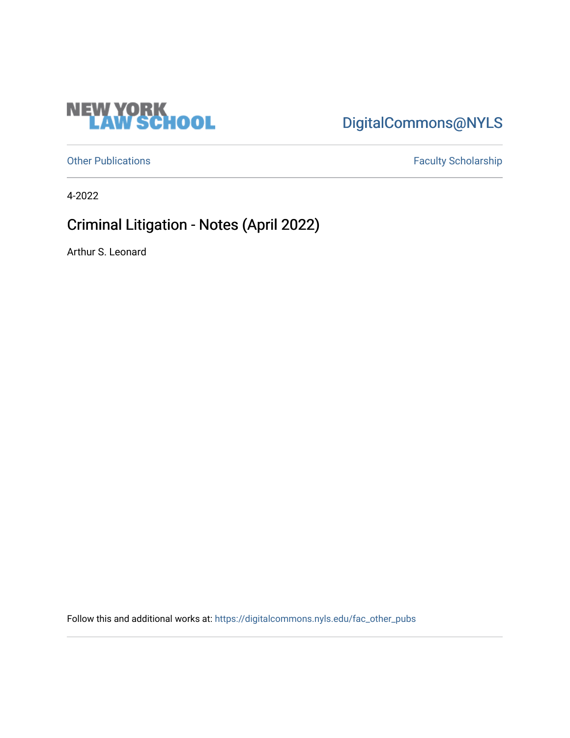NEW YORK LAW SCHOOL

DigitalCommons@NYLS

Other Publications

Faculty Scholarship

4-2022

# Criminal Litigation - Notes (April 2022)

Arthur S. Leonard

Follow this and additional works at: https://digitalcommons.nyls.edu/fac_other_pubs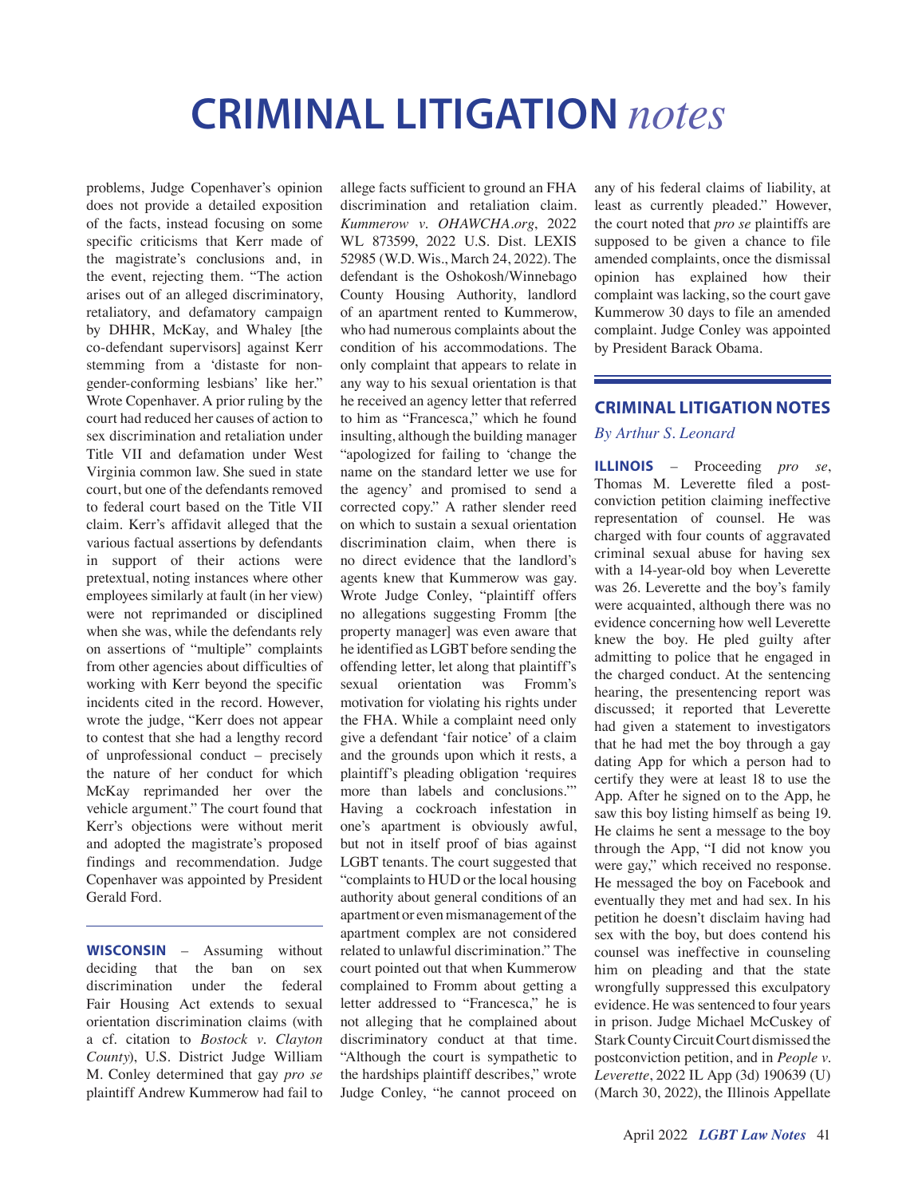# CRIMINAL LITIGATION *notes*

problems, Judge Copenhaver's opinion does not provide a detailed exposition of the facts, instead focusing on some specific criticisms that Kerr made of the magistrate's conclusions and, in the event, rejecting them. "The action arises out of an alleged discriminatory, retaliatory, and defamatory campaign by DHHR, McKay, and Whaley [the co-defendant supervisors] against Kerr stemming from a 'distaste for non-gender-conforming lesbians' like her." Wrote Copenhaver. A prior ruling by the court had reduced her causes of action to sex discrimination and retaliation under Title VII and defamation under West Virginia common law. She sued in state court, but one of the defendants removed to federal court based on the Title VII claim. Kerr's affidavit alleged that the various factual assertions by defendants in support of their actions were pretextual, noting instances where other employees similarly at fault (in her view) were not reprimanded or disciplined when she was, while the defendants rely on assertions of "multiple" complaints from other agencies about difficulties of working with Kerr beyond the specific incidents cited in the record. However, wrote the judge, "Kerr does not appear to contest that she had a lengthy record of unprofessional conduct – precisely the nature of her conduct for which McKay reprimanded her over the vehicle argument." The court found that Kerr's objections were without merit and adopted the magistrate's proposed findings and recommendation. Judge Copenhaver was appointed by President Gerald Ford.

---

**WISCONSIN** – Assuming without deciding that the ban on sex discrimination under the federal Fair Housing Act extends to sexual orientation discrimination claims (with a cf. citation to *Bostock v. Clayton County*), U.S. District Judge William M. Conley determined that gay *pro se* plaintiff Andrew Kummerow had fail to allege facts sufficient to ground an FHA discrimination and retaliation claim. *Kummerow v. OHAWCHA.org*, 2022 WL 873599, 2022 U.S. Dist. LEXIS 52985 (W.D. Wis., March 24, 2022). The defendant is the Oshokosh/Winnebago County Housing Authority, landlord of an apartment rented to Kummerow, who had numerous complaints about the condition of his accommodations. The only complaint that appears to relate in any way to his sexual orientation is that he received an agency letter that referred to him as "Francesca," which he found insulting, although the building manager "apologized for failing to 'change the name on the standard letter we use for the agency' and promised to send a corrected copy." A rather slender reed on which to sustain a sexual orientation discrimination claim, when there is no direct evidence that the landlord's agents knew that Kummerow was gay. Wrote Judge Conley, "plaintiff offers no allegations suggesting Fromm [the property manager] was even aware that he identified as LGBT before sending the offending letter, let along that plaintiff's sexual orientation was Fromm's motivation for violating his rights under the FHA. While a complaint need only give a defendant 'fair notice' of a claim and the grounds upon which it rests, a plaintiff's pleading obligation 'requires more than labels and conclusions.'" Having a cockroach infestation in one's apartment is obviously awful, but not in itself proof of bias against LGBT tenants. The court suggested that "complaints to HUD or the local housing authority about general conditions of an apartment or even mismanagement of the apartment complex are not considered related to unlawful discrimination." The court pointed out that when Kummerow complained to Fromm about getting a letter addressed to "Francesca," he is not alleging that he complained about discriminatory conduct at that time. "Although the court is sympathetic to the hardships plaintiff describes," wrote Judge Conley, "he cannot proceed on any of his federal claims of liability, at least as currently pleaded." However, the court noted that *pro se* plaintiffs are supposed to be given a chance to file amended complaints, once the dismissal opinion has explained how their complaint was lacking, so the court gave Kummerow 30 days to file an amended complaint. Judge Conley was appointed by President Barack Obama.

---

## CRIMINAL LITIGATION NOTES

*By Arthur S. Leonard*

**ILLINOIS** – Proceeding *pro se*, Thomas M. Leverette filed a post-conviction petition claiming ineffective representation of counsel. He was charged with four counts of aggravated criminal sexual abuse for having sex with a 14-year-old boy when Leverette was 26. Leverette and the boy's family were acquainted, although there was no evidence concerning how well Leverette knew the boy. He pled guilty after admitting to police that he engaged in the charged conduct. At the sentencing hearing, the presentencing report was discussed; it reported that Leverette had given a statement to investigators that he had met the boy through a gay dating App for which a person had to certify they were at least 18 to use the App. After he signed on to the App, he saw this boy listing himself as being 19. He claims he sent a message to the boy through the App, "I did not know you were gay," which received no response. He messaged the boy on Facebook and eventually they met and had sex. In his petition he doesn't disclaim having had sex with the boy, but does contend his counsel was ineffective in counseling him on pleading and that the state wrongfully suppressed this exculpatory evidence. He was sentenced to four years in prison. Judge Michael McCuskey of Stark County Circuit Court dismissed the postconviction petition, and in *People v. Leverette*, 2022 IL App (3d) 190639 (U) (March 30, 2022), the Illinois Appellate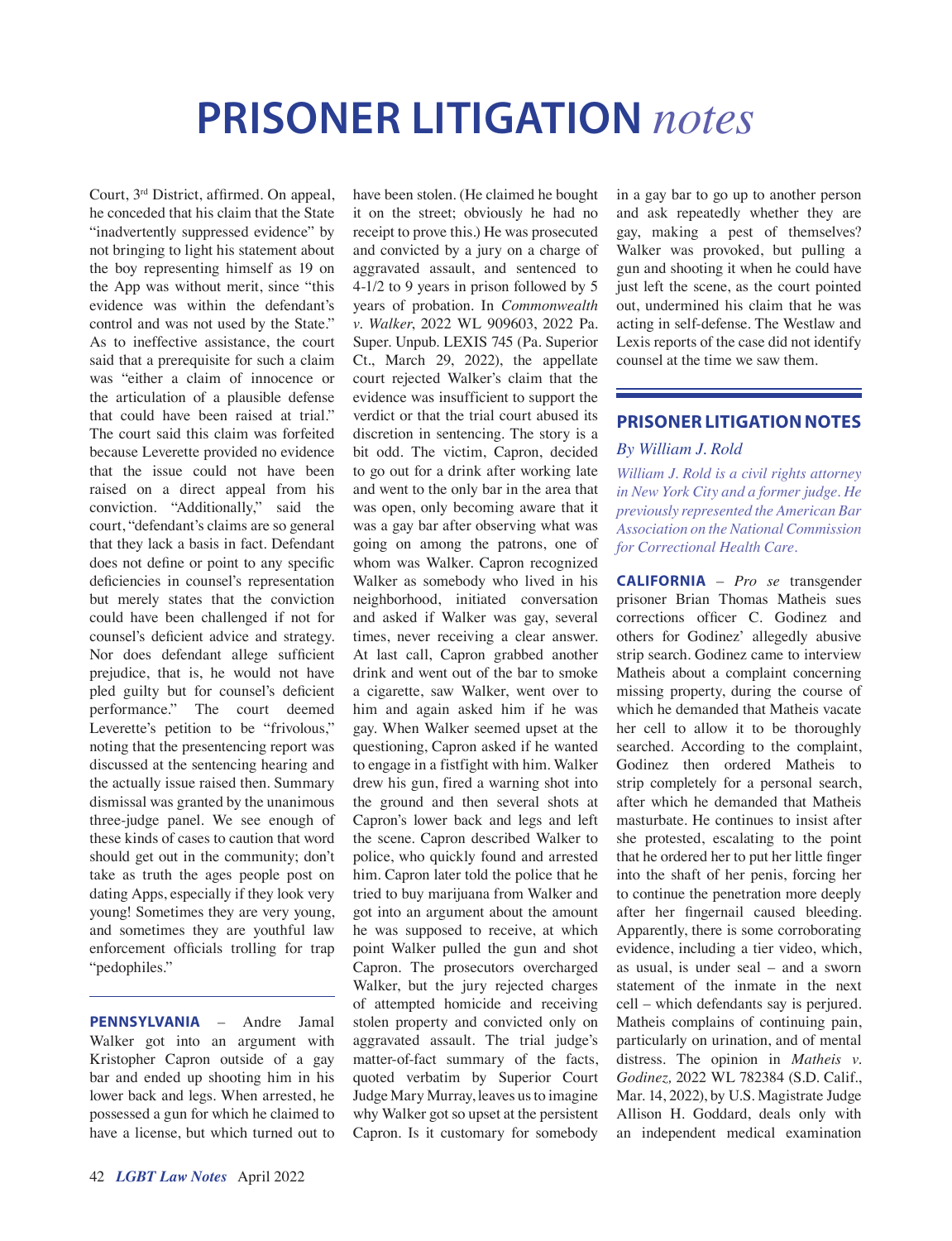# PRISONER LITIGATION *notes*

Court, 3rd District, affirmed. On appeal, he conceded that his claim that the State "inadvertently suppressed evidence" by not bringing to light his statement about the boy representing himself as 19 on the App was without merit, since "this evidence was within the defendant's control and was not used by the State." As to ineffective assistance, the court said that a prerequisite for such a claim was "either a claim of innocence or the articulation of a plausible defense that could have been raised at trial." The court said this claim was forfeited because Leverette provided no evidence that the issue could not have been raised on a direct appeal from his conviction. "Additionally," said the court, "defendant's claims are so general that they lack a basis in fact. Defendant does not define or point to any specific deficiencies in counsel's representation but merely states that the conviction could have been challenged if not for counsel's deficient advice and strategy. Nor does defendant allege sufficient prejudice, that is, he would not have pled guilty but for counsel's deficient performance." The court deemed Leverette's petition to be "frivolous," noting that the presentencing report was discussed at the sentencing hearing and the actually issue raised then. Summary dismissal was granted by the unanimous three-judge panel. We see enough of these kinds of cases to caution that word should get out in the community; don't take as truth the ages people post on dating Apps, especially if they look very young! Sometimes they are very young, and sometimes they are youthful law enforcement officials trolling for trap "pedophiles."

---

**PENNSYLVANIA** – Andre Jamal Walker got into an argument with Kristopher Capron outside of a gay bar and ended up shooting him in his lower back and legs. When arrested, he possessed a gun for which he claimed to have a license, but which turned out to have been stolen. (He claimed he bought it on the street; obviously he had no receipt to prove this.) He was prosecuted and convicted by a jury on a charge of aggravated assault, and sentenced to 4-1/2 to 9 years in prison followed by 5 years of probation. In *Commonwealth v. Walker*, 2022 WL 909603, 2022 Pa. Super. Unpub. LEXIS 745 (Pa. Superior Ct., March 29, 2022), the appellate court rejected Walker's claim that the evidence was insufficient to support the verdict or that the trial court abused its discretion in sentencing. The story is a bit odd. The victim, Capron, decided to go out for a drink after working late and went to the only bar in the area that was open, only becoming aware that it was a gay bar after observing what was going on among the patrons, one of whom was Walker. Capron recognized Walker as somebody who lived in his neighborhood, initiated conversation and asked if Walker was gay, several times, never receiving a clear answer. At last call, Capron grabbed another drink and went out of the bar to smoke a cigarette, saw Walker, went over to him and again asked him if he was gay. When Walker seemed upset at the questioning, Capron asked if he wanted to engage in a fistfight with him. Walker drew his gun, fired a warning shot into the ground and then several shots at Capron's lower back and legs and left the scene. Capron described Walker to police, who quickly found and arrested him. Capron later told the police that he tried to buy marijuana from Walker and got into an argument about the amount he was supposed to receive, at which point Walker pulled the gun and shot Capron. The prosecutors overcharged Walker, but the jury rejected charges of attempted homicide and receiving stolen property and convicted only on aggravated assault. The trial judge's matter-of-fact summary of the facts, quoted verbatim by Superior Court Judge Mary Murray, leaves us to imagine why Walker got so upset at the persistent Capron. Is it customary for somebody in a gay bar to go up to another person and ask repeatedly whether they are gay, making a pest of themselves? Walker was provoked, but pulling a gun and shooting it when he could have just left the scene, as the court pointed out, undermined his claim that he was acting in self-defense. The Westlaw and Lexis reports of the case did not identify counsel at the time we saw them.

---

## PRISONER LITIGATION NOTES

*By William J. Rold*

*William J. Rold is a civil rights attorney in New York City and a former judge. He previously represented the American Bar Association on the National Commission for Correctional Health Care.*

**CALIFORNIA** – *Pro se* transgender prisoner Brian Thomas Matheis sues corrections officer C. Godinez and others for Godinez' allegedly abusive strip search. Godinez came to interview Matheis about a complaint concerning missing property, during the course of which he demanded that Matheis vacate her cell to allow it to be thoroughly searched. According to the complaint, Godinez then ordered Matheis to strip completely for a personal search, after which he demanded that Matheis masturbate. He continues to insist after she protested, escalating to the point that he ordered her to put her little finger into the shaft of her penis, forcing her to continue the penetration more deeply after her fingernail caused bleeding. Apparently, there is some corroborating evidence, including a tier video, which, as usual, is under seal – and a sworn statement of the inmate in the next cell – which defendants say is perjured. Matheis complains of continuing pain, particularly on urination, and of mental distress. The opinion in *Matheis v. Godinez,* 2022 WL 782384 (S.D. Calif., Mar. 14, 2022), by U.S. Magistrate Judge Allison H. Goddard, deals only with an independent medical examination